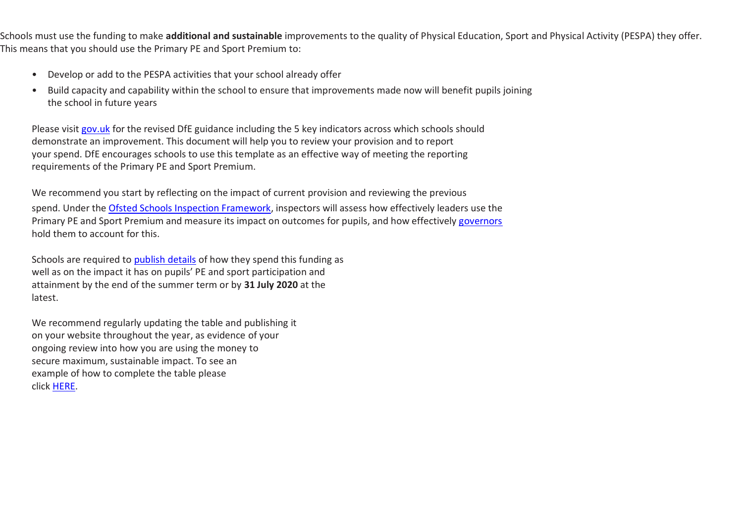Schools must use the funding to make **additional and sustainable** improvements to the quality of Physical Education, Sport and Physical Activity (PESPA) they offer. This means that you should use the Primary PE and Sport Premium to:

- Develop or add to the PESPA activities that your school already offer
- Build capacity and capability within the school to ensure that improvements made now will benefit pupils joining the school in future years

Please visit gov.uk for the revised DfE guidance including the 5 key indicators across which schools should demonstrate an improvement. This document will help you to review your provision and to report your spend. DfE encourages schools to use this template as an effective way of meeting the reporting requirements of the Primary PE and Sport Premium.

We recommend you start by reflecting on the impact of current provision and reviewing the previous spend. Under the Ofsted Schools Inspection Framework, inspectors will assess how effectively leaders use the Primary PE and Sport Premium and measure its impact on outcomes for pupils, and how effectively governors hold them to account for this.

Schools are required to publish details of how they spend this funding as well as on the impact it has on pupils' PE and sport participation and attainment by the end of the summer term or by **31 July 2020** at the latest.

We recommend regularly updating the table and publishing it on your website throughout the year, as evidence of your ongoing review into how you are using the money to secure maximum, sustainable impact. To see an example of how to complete the table please click HERE.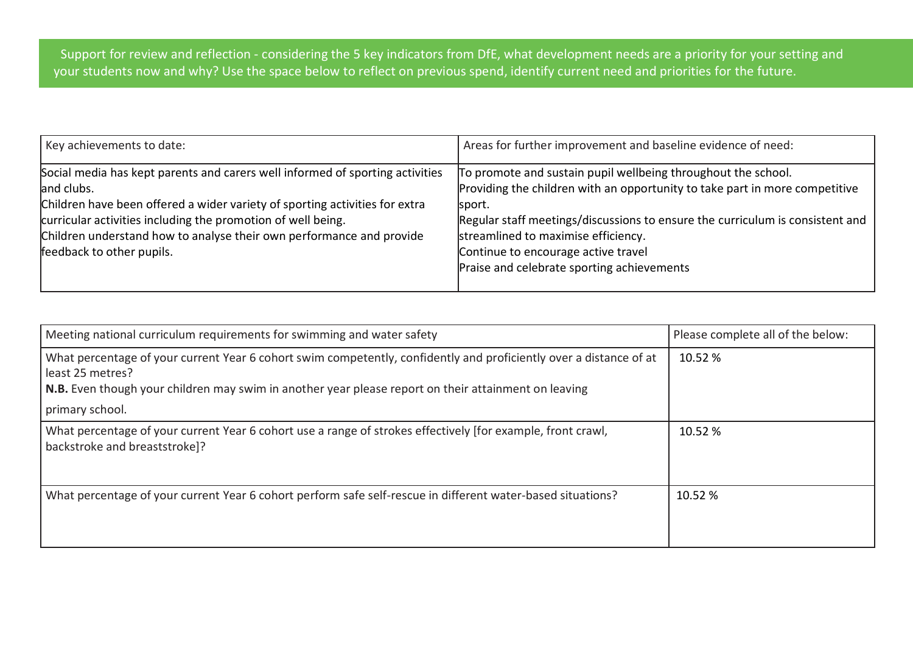Support for review and reflection - considering the 5 key indicators from DfE, what development needs are a priority for your setting and your students now and why? Use the space below to reflect on previous spend, identify current need and priorities for the future.

| Key achievements to date: | Areas for further improvement and baseline evidence of need: |
| --- | --- |
| Social media has kept parents and carers well informed of sporting activities and clubs.<br>Children have been offered a wider variety of sporting activities for extra curricular activities including the promotion of well being.<br>Children understand how to analyse their own performance and provide feedback to other pupils. | To promote and sustain pupil wellbeing throughout the school.<br>Providing the children with an opportunity to take part in more competitive sport.<br>Regular staff meetings/discussions to ensure the curriculum is consistent and streamlined to maximise efficiency.<br>Continue to encourage active travel<br>Praise and celebrate sporting achievements |

| Meeting national curriculum requirements for swimming and water safety | Please complete all of the below: |
| --- | --- |
| What percentage of your current Year 6 cohort swim competently, confidently and proficiently over a distance of at least 25 metres?<br>**N.B.** Even though your children may swim in another year please report on their attainment on leaving primary school. | 10.52 % |
| What percentage of your current Year 6 cohort use a range of strokes effectively [for example, front crawl, backstroke and breaststroke]? | 10.52 % |
| What percentage of your current Year 6 cohort perform safe self-rescue in different water-based situations? | 10.52 % |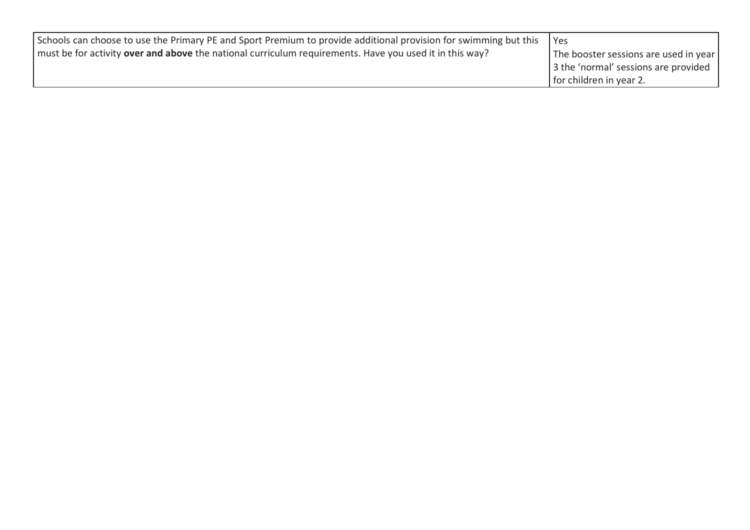| | |
|---|---|
| Schools can choose to use the Primary PE and Sport Premium to provide additional provision for swimming but this must be for activity **over and above** the national curriculum requirements. Have you used it in this way? | Yes<br>The booster sessions are used in year 3 the 'normal' sessions are provided for children in year 2. |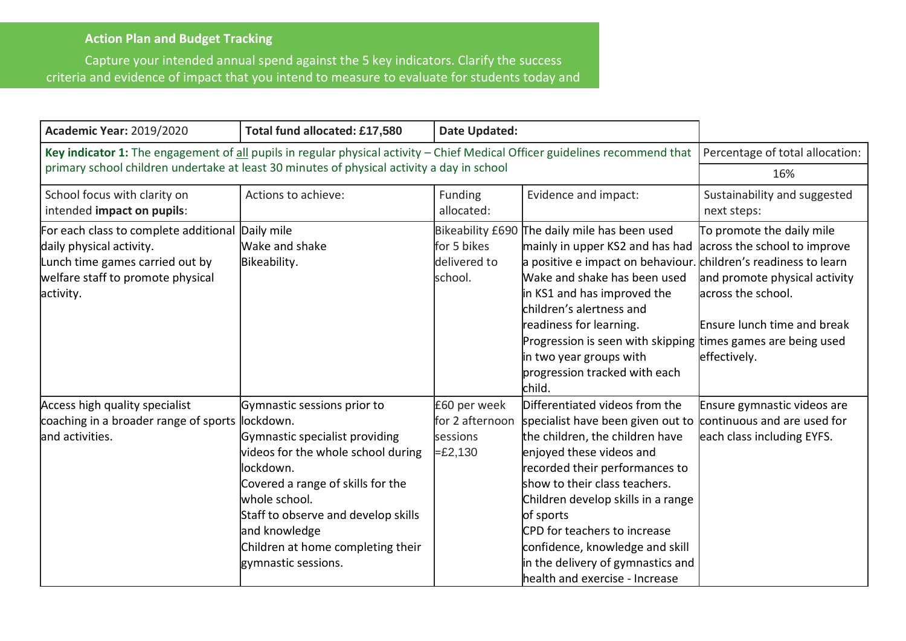**Action Plan and Budget Tracking**

Capture your intended annual spend against the 5 key indicators. Clarify the success criteria and evidence of impact that you intend to measure to evaluate for students today and

| **Academic Year:** 2019/2020 | **Total fund allocated: £17,580** | **Date Updated:** | | |
|---|---|---|---|---|
| **Key indicator 1:** The engagement of all pupils in regular physical activity – Chief Medical Officer guidelines recommend that primary school children undertake at least 30 minutes of physical activity a day in school | | | | Percentage of total allocation: 16% |
| School focus with clarity on intended **impact on pupils**: | Actions to achieve: | Funding allocated: | Evidence and impact: | Sustainability and suggested next steps: |
| For each class to complete additional daily physical activity.<br>Lunch time games carried out by welfare staff to promote physical activity. | Daily mile<br>Wake and shake<br>Bikeability. | Bikeability £690 for 5 bikes delivered to school. | The daily mile has been used mainly in upper KS2 and has had a positive e impact on behaviour. Wake and shake has been used in KS1 and has improved the children's alertness and readiness for learning.<br>Progression is seen with skipping in two year groups with progression tracked with each child. | To promote the daily mile across the school to improve children's readiness to learn and promote physical activity across the school.<br><br>Ensure lunch time and break times games are being used effectively. |
| Access high quality specialist coaching in a broader range of sports and activities. | Gymnastic sessions prior to lockdown.<br>Gymnastic specialist providing videos for the whole school during lockdown.<br>Covered a range of skills for the whole school.<br>Staff to observe and develop skills and knowledge<br>Children at home completing their gymnastic sessions. | £60 per week for 2 afternoon sessions =£2,130 | Differentiated videos from the specialist have been given out to the children, the children have enjoyed these videos and recorded their performances to show to their class teachers.<br>Children develop skills in a range of sports<br>CPD for teachers to increase confidence, knowledge and skill in the delivery of gymnastics and health and exercise - Increase | Ensure gymnastic videos are continuous and are used for each class including EYFS. |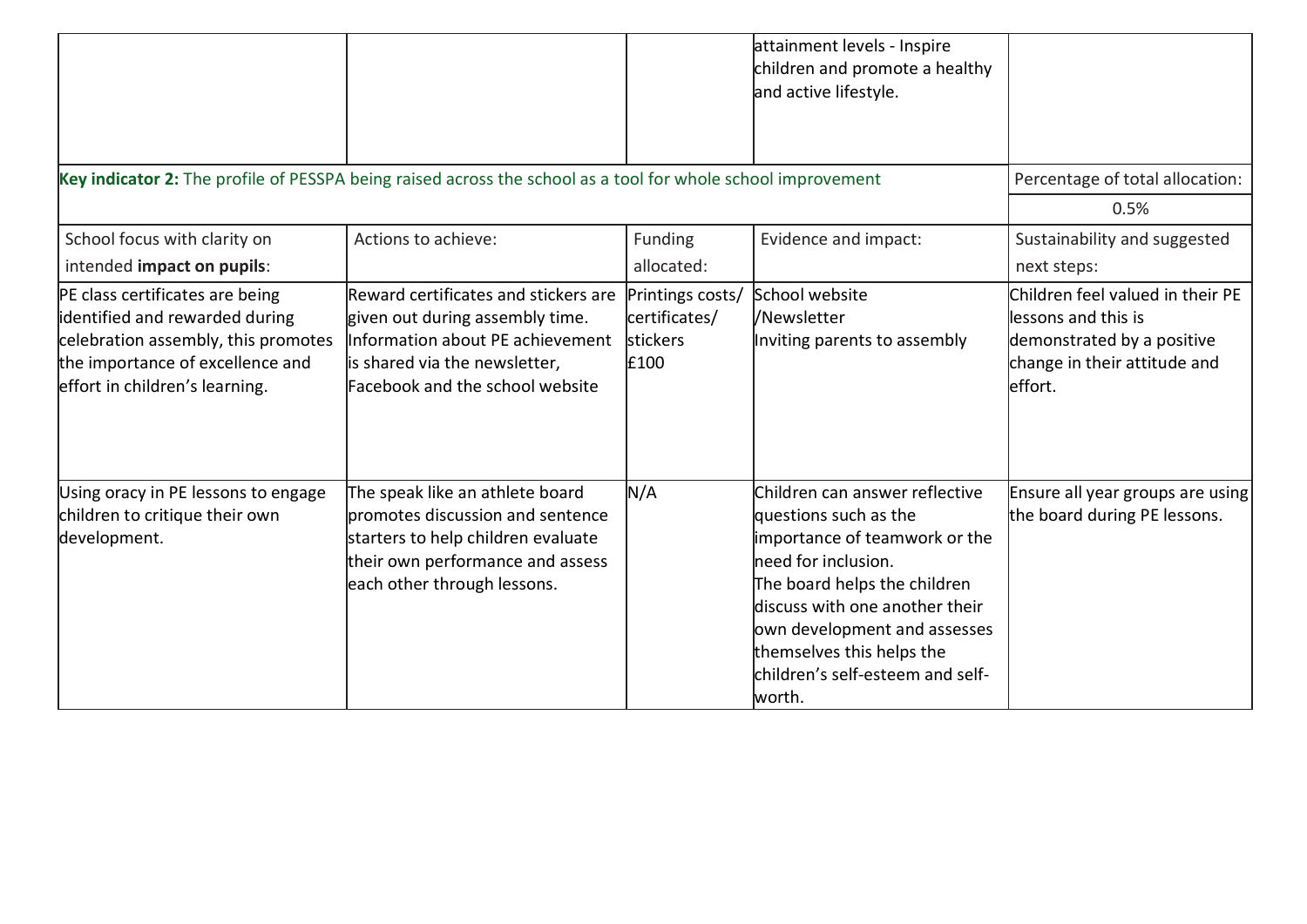| | | | attainment levels - Inspire children and promote a healthy and active lifestyle. | |
|---|---|---|---|---|

| **Key indicator 2:** The profile of PESSPA being raised across the school as a tool for whole school improvement | | | | Percentage of total allocation: |
|---|---|---|---|---|
| | | | | 0.5% |
| School focus with clarity on intended **impact on pupils**: | Actions to achieve: | Funding allocated: | Evidence and impact: | Sustainability and suggested next steps: |
| PE class certificates are being identified and rewarded during celebration assembly, this promotes the importance of excellence and effort in children's learning. | Reward certificates and stickers are given out during assembly time. Information about PE achievement is shared via the newsletter, Facebook and the school website | Printings costs/ certificates/ stickers £100 | School website /Newsletter Inviting parents to assembly | Children feel valued in their PE lessons and this is demonstrated by a positive change in their attitude and effort. |
| Using oracy in PE lessons to engage children to critique their own development. | The speak like an athlete board promotes discussion and sentence starters to help children evaluate their own performance and assess each other through lessons. | N/A | Children can answer reflective questions such as the importance of teamwork or the need for inclusion. The board helps the children discuss with one another their own development and assesses themselves this helps the children's self-esteem and self-worth. | Ensure all year groups are using the board during PE lessons. |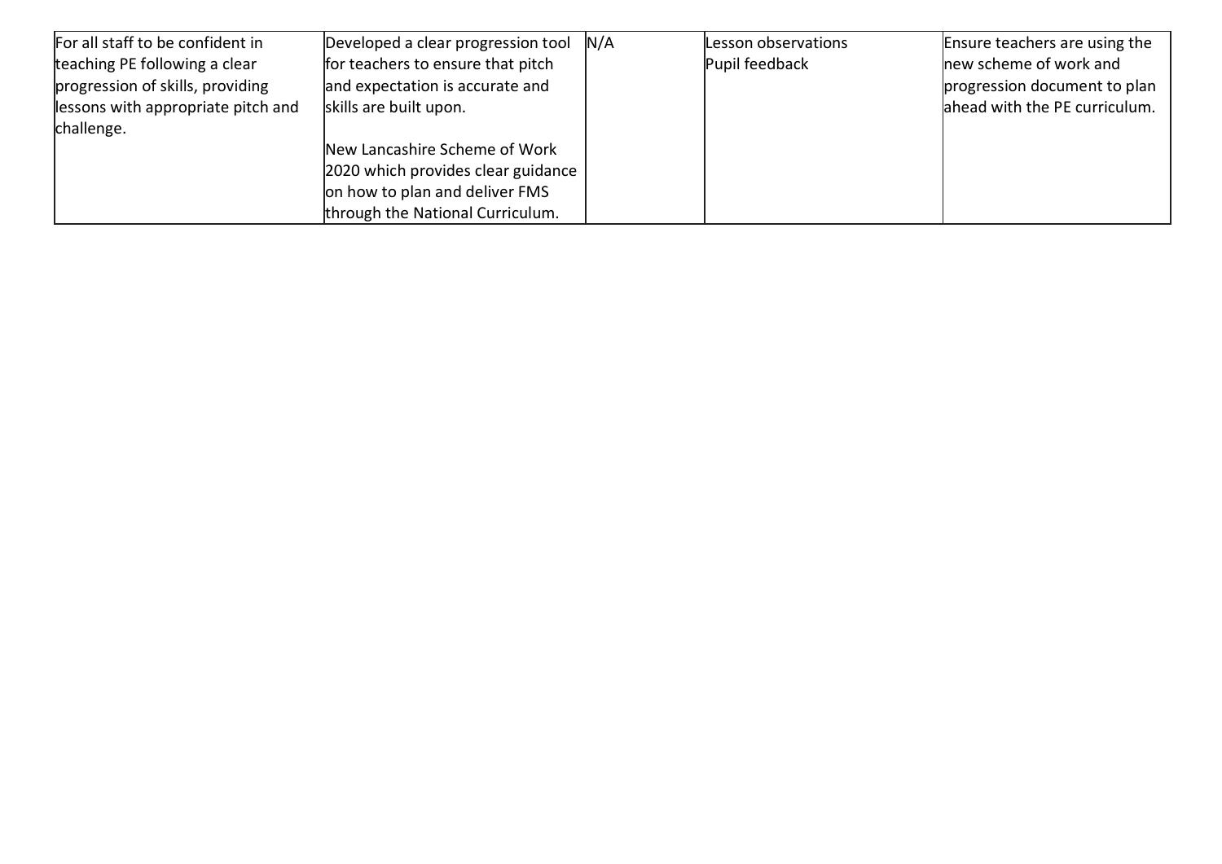| | | | | |
|---|---|---|---|---|
| For all staff to be confident in teaching PE following a clear progression of skills, providing lessons with appropriate pitch and challenge. | Developed a clear progression tool for teachers to ensure that pitch and expectation is accurate and skills are built upon.<br><br>New Lancashire Scheme of Work 2020 which provides clear guidance on how to plan and deliver FMS through the National Curriculum. | N/A | Lesson observations<br>Pupil feedback | Ensure teachers are using the new scheme of work and progression document to plan ahead with the PE curriculum. |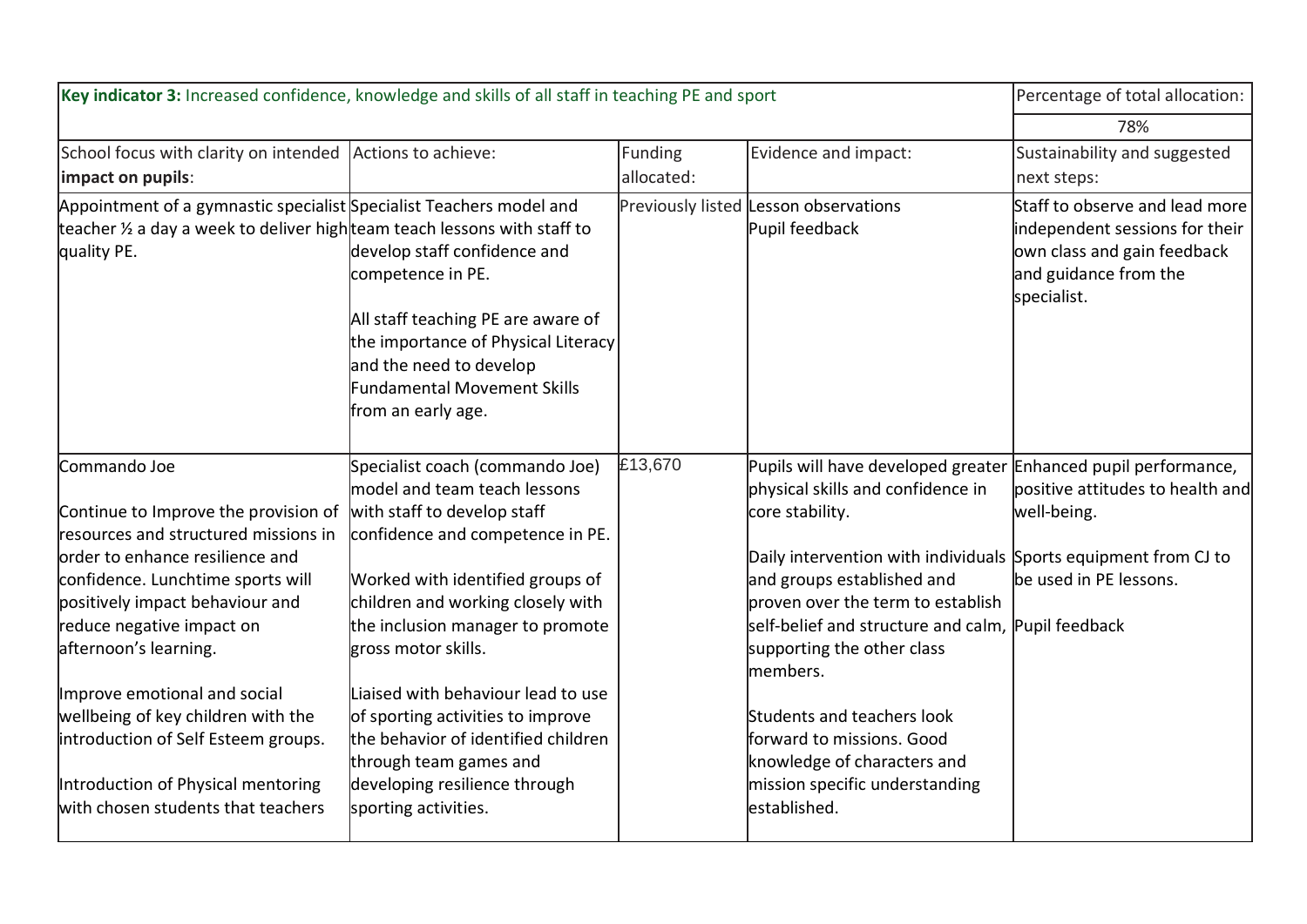| **Key indicator 3:** Increased confidence, knowledge and skills of all staff in teaching PE and sport | | | | Percentage of total allocation: |
|---|---|---|---|---|
| | | | | 78% |
| School focus with clarity on intended **impact on pupils**: | Actions to achieve: | Funding allocated: | Evidence and impact: | Sustainability and suggested next steps: |
| Appointment of a gymnastic specialist teacher ½ a day a week to deliver high quality PE. | Specialist Teachers model and team teach lessons with staff to develop staff confidence and competence in PE.<br><br>All staff teaching PE are aware of the importance of Physical Literacy and the need to develop Fundamental Movement Skills from an early age. | Previously listed | Lesson observations<br>Pupil feedback | Staff to observe and lead more independent sessions for their own class and gain feedback and guidance from the specialist. |
| Commando Joe<br><br>Continue to Improve the provision of resources and structured missions in order to enhance resilience and confidence. Lunchtime sports will positively impact behaviour and reduce negative impact on afternoon's learning.<br><br>Improve emotional and social wellbeing of key children with the introduction of Self Esteem groups.<br><br>Introduction of Physical mentoring with chosen students that teachers | Specialist coach (commando Joe) model and team teach lessons with staff to develop staff confidence and competence in PE.<br><br>Worked with identified groups of children and working closely with the inclusion manager to promote gross motor skills.<br><br>Liaised with behaviour lead to use of sporting activities to improve the behavior of identified children through team games and developing resilience through sporting activities. | £13,670 | Pupils will have developed greater physical skills and confidence in core stability.<br><br>Daily intervention with individuals and groups established and proven over the term to establish self-belief and structure and calm, supporting the other class members.<br><br>Students and teachers look forward to missions. Good knowledge of characters and mission specific understanding established. | Enhanced pupil performance, positive attitudes to health and well-being.<br><br>Sports equipment from CJ to be used in PE lessons.<br><br>Pupil feedback |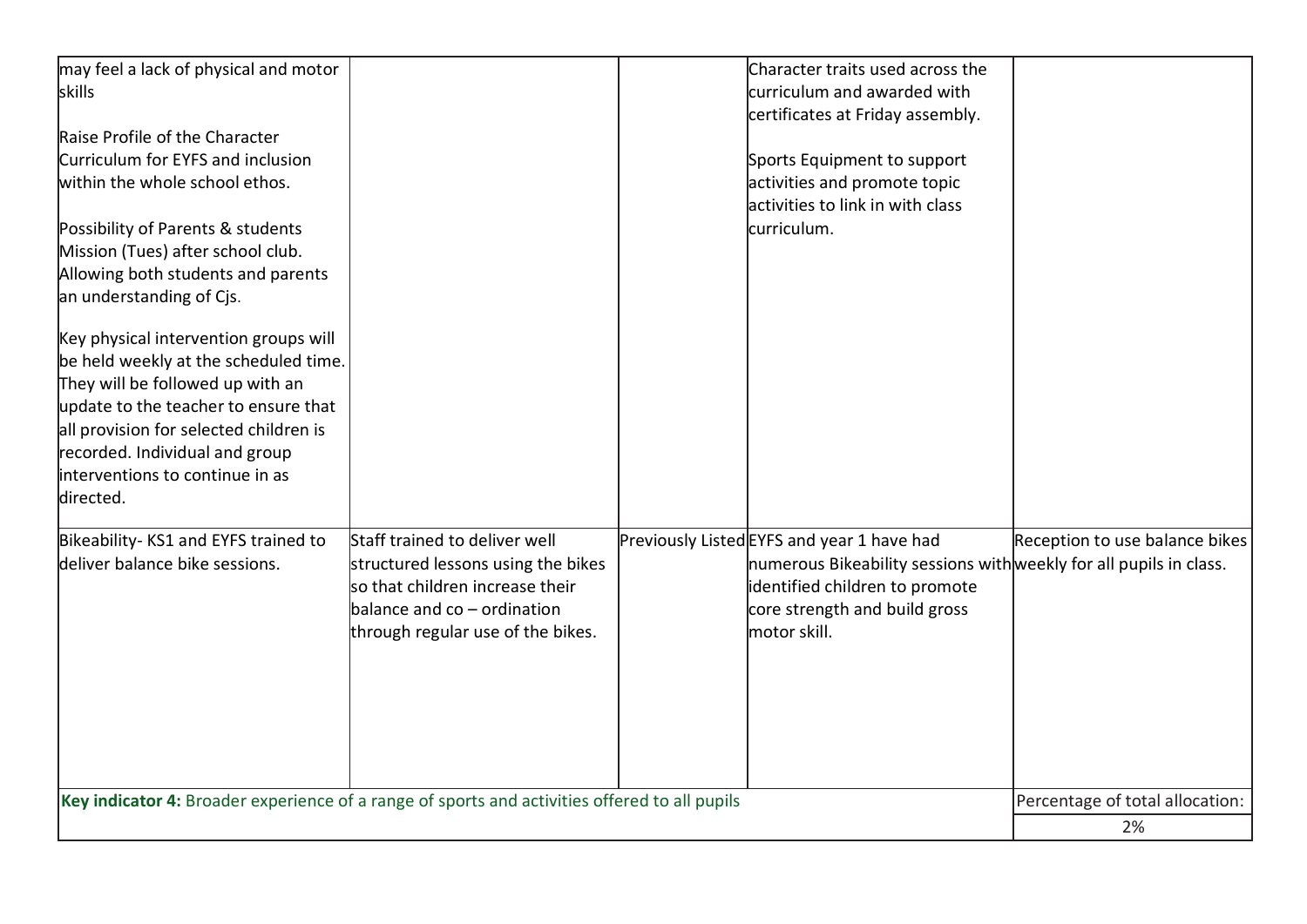| | | | | |
|---|---|---|---|---|
| may feel a lack of physical and motor skills<br><br>Raise Profile of the Character Curriculum for EYFS and inclusion within the whole school ethos.<br><br>Possibility of Parents & students Mission (Tues) after school club. Allowing both students and parents an understanding of Cjs.<br><br>Key physical intervention groups will be held weekly at the scheduled time. They will be followed up with an update to the teacher to ensure that all provision for selected children is recorded. Individual and group interventions to continue in as directed. | | | Character traits used across the curriculum and awarded with certificates at Friday assembly.<br><br>Sports Equipment to support activities and promote topic activities to link in with class curriculum. | |
| Bikeability- KS1 and EYFS trained to deliver balance bike sessions. | Staff trained to deliver well structured lessons using the bikes so that children increase their balance and co – ordination through regular use of the bikes. | Previously Listed | EYFS and year 1 have had numerous Bikeability sessions with identified children to promote core strength and build gross motor skill. | Reception to use balance bikes weekly for all pupils in class. |

| **Key indicator 4:** Broader experience of a range of sports and activities offered to all pupils | Percentage of total allocation: |
|---|---|
| | 2% |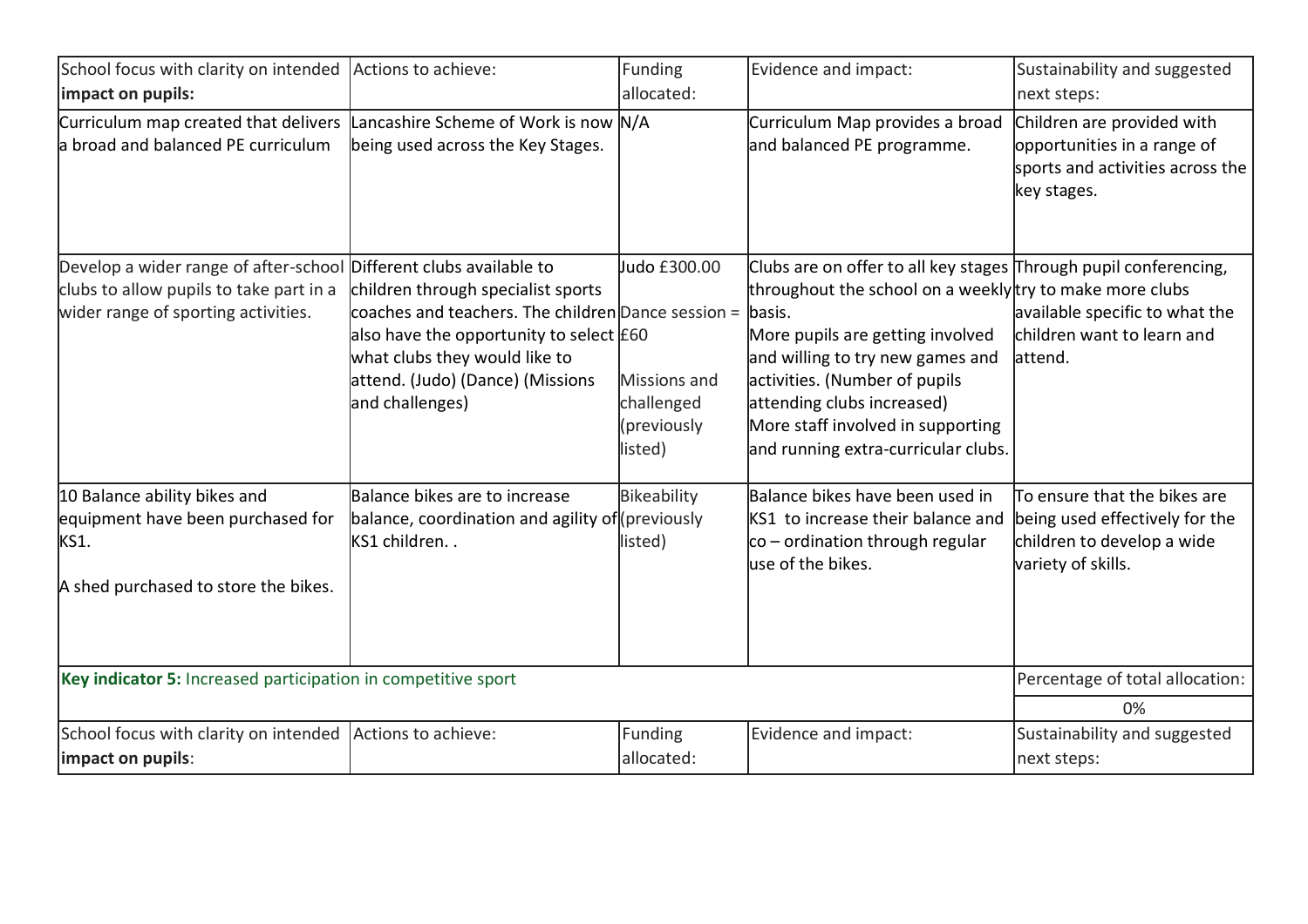| School focus with clarity on intended **impact on pupils:** | Actions to achieve: | Funding allocated: | Evidence and impact: | Sustainability and suggested next steps: |
|---|---|---|---|---|
| Curriculum map created that delivers a broad and balanced PE curriculum | Lancashire Scheme of Work is now being used across the Key Stages. | N/A | Curriculum Map provides a broad and balanced PE programme. | Children are provided with opportunities in a range of sports and activities across the key stages. |
| Develop a wider range of after-school clubs to allow pupils to take part in a wider range of sporting activities. | Different clubs available to children through specialist sports coaches and teachers. The children also have the opportunity to select what clubs they would like to attend. (Judo) (Dance) (Missions and challenges) | Judo £300.00<br>Dance session = £60<br><br>Missions and challenged (previously listed) | Clubs are on offer to all key stages throughout the school on a weekly basis.<br>More pupils are getting involved and willing to try new games and activities. (Number of pupils attending clubs increased)<br>More staff involved in supporting and running extra-curricular clubs. | Through pupil conferencing, try to make more clubs available specific to what the children want to learn and attend. |
| 10 Balance ability bikes and equipment have been purchased for KS1.<br><br>A shed purchased to store the bikes. | Balance bikes are to increase balance, coordination and agility of KS1 children. . | Bikeability (previously listed) | Balance bikes have been used in KS1 to increase their balance and co – ordination through regular use of the bikes. | To ensure that the bikes are being used effectively for the children to develop a wide variety of skills. |

| **Key indicator 5:** Increased participation in competitive sport | | | | Percentage of total allocation: |
|---|---|---|---|---|
| | | | | 0% |
| School focus with clarity on intended **impact on pupils**: | Actions to achieve: | Funding allocated: | Evidence and impact: | Sustainability and suggested next steps: |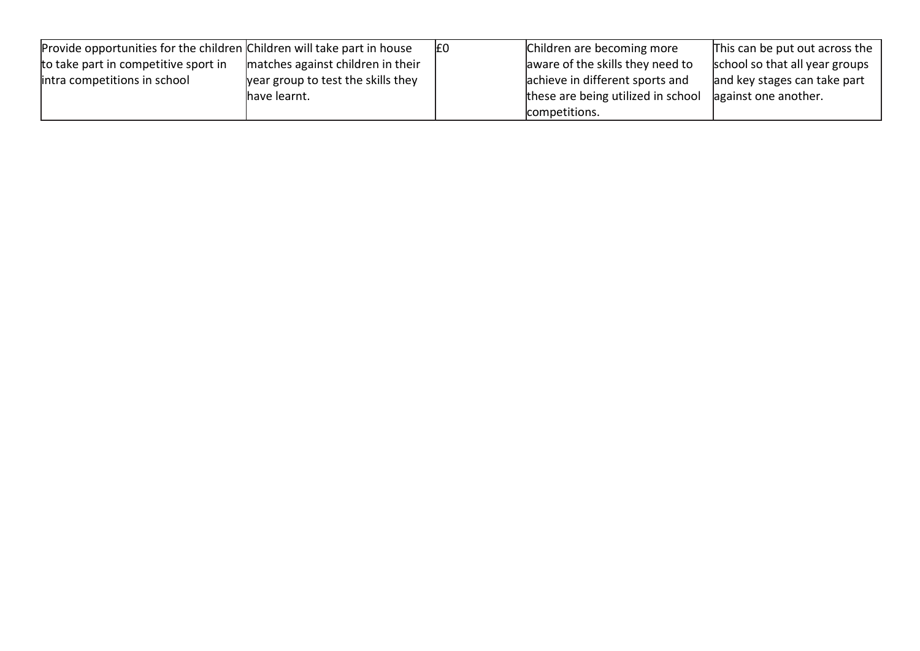| | | | | |
|---|---|---|---|---|
| Provide opportunities for the children to take part in competitive sport in intra competitions in school | Children will take part in house matches against children in their year group to test the skills they have learnt. | £0 | Children are becoming more aware of the skills they need to achieve in different sports and these are being utilized in school competitions. | This can be put out across the school so that all year groups and key stages can take part against one another. |